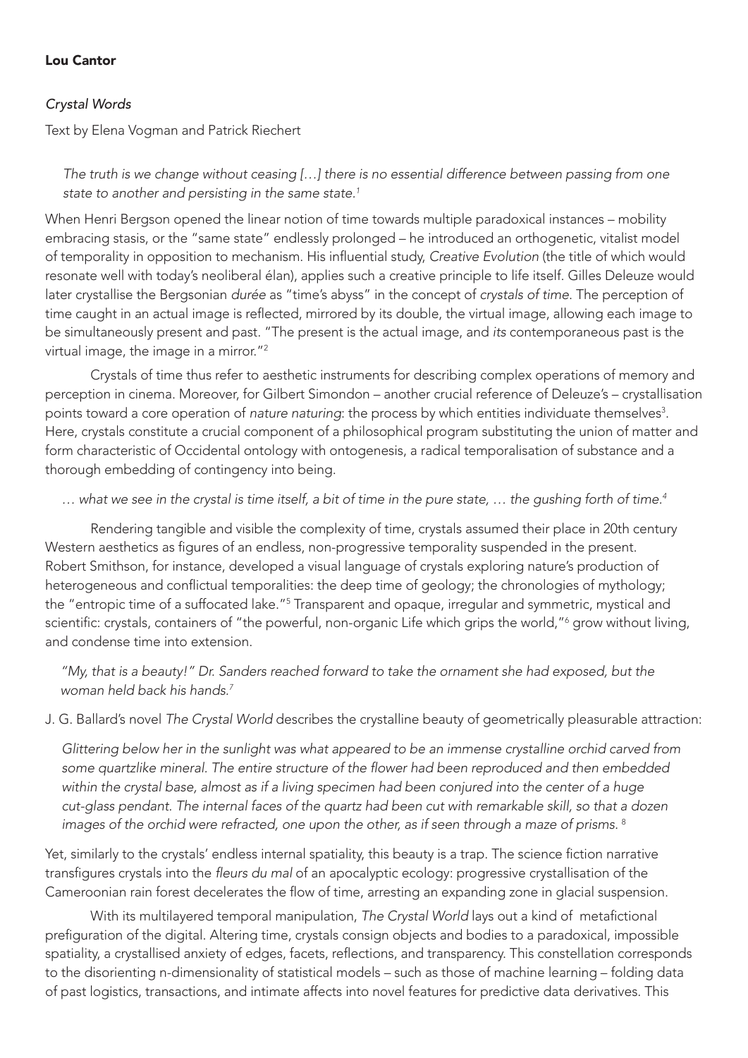**Lou Cantor**

*Crystal Words*

Text by Elena Vogman and Patrick Riechert

> *The truth is we change without ceasing […] there is no essential difference between passing from one state to another and persisting in the same state.*[1]

When Henri Bergson opened the linear notion of time towards multiple paradoxical instances – mobility embracing stasis, or the "same state" endlessly prolonged – he introduced an orthogenetic, vitalist model of temporality in opposition to mechanism. His influential study, *Creative Evolution* (the title of which would resonate well with today's neoliberal élan), applies such a creative principle to life itself. Gilles Deleuze would later crystallise the Bergsonian *durée* as "time's abyss" in the concept of *crystals of time*. The perception of time caught in an actual image is reflected, mirrored by its double, the virtual image, allowing each image to be simultaneously present and past. "The present is the actual image, and *its* contemporaneous past is the virtual image, the image in a mirror."[2]

Crystals of time thus refer to aesthetic instruments for describing complex operations of memory and perception in cinema. Moreover, for Gilbert Simondon – another crucial reference of Deleuze's – crystallisation points toward a core operation of *nature naturing*: the process by which entities individuate themselves[3]. Here, crystals constitute a crucial component of a philosophical program substituting the union of matter and form characteristic of Occidental ontology with ontogenesis, a radical temporalisation of substance and a thorough embedding of contingency into being.

> *… what we see in the crystal is time itself, a bit of time in the pure state, … the gushing forth of time.*[4]

Rendering tangible and visible the complexity of time, crystals assumed their place in 20th century Western aesthetics as figures of an endless, non-progressive temporality suspended in the present. Robert Smithson, for instance, developed a visual language of crystals exploring nature's production of heterogeneous and conflictual temporalities: the deep time of geology; the chronologies of mythology; the "entropic time of a suffocated lake."[5] Transparent and opaque, irregular and symmetric, mystical and scientific: crystals, containers of "the powerful, non-organic Life which grips the world,"[6] grow without living, and condense time into extension.

> *"My, that is a beauty!" Dr. Sanders reached forward to take the ornament she had exposed, but the woman held back his hands.*[7]

J. G. Ballard's novel *The Crystal World* describes the crystalline beauty of geometrically pleasurable attraction:

> *Glittering below her in the sunlight was what appeared to be an immense crystalline orchid carved from some quartzlike mineral. The entire structure of the flower had been reproduced and then embedded within the crystal base, almost as if a living specimen had been conjured into the center of a huge cut-glass pendant. The internal faces of the quartz had been cut with remarkable skill, so that a dozen images of the orchid were refracted, one upon the other, as if seen through a maze of prisms.* [8]

Yet, similarly to the crystals' endless internal spatiality, this beauty is a trap. The science fiction narrative transfigures crystals into the *fleurs du mal* of an apocalyptic ecology: progressive crystallisation of the Cameroonian rain forest decelerates the flow of time, arresting an expanding zone in glacial suspension.

With its multilayered temporal manipulation, *The Crystal World* lays out a kind of metafictional prefiguration of the digital. Altering time, crystals consign objects and bodies to a paradoxical, impossible spatiality, a crystallised anxiety of edges, facets, reflections, and transparency. This constellation corresponds to the disorienting n-dimensionality of statistical models – such as those of machine learning – folding data of past logistics, transactions, and intimate affects into novel features for predictive data derivatives. This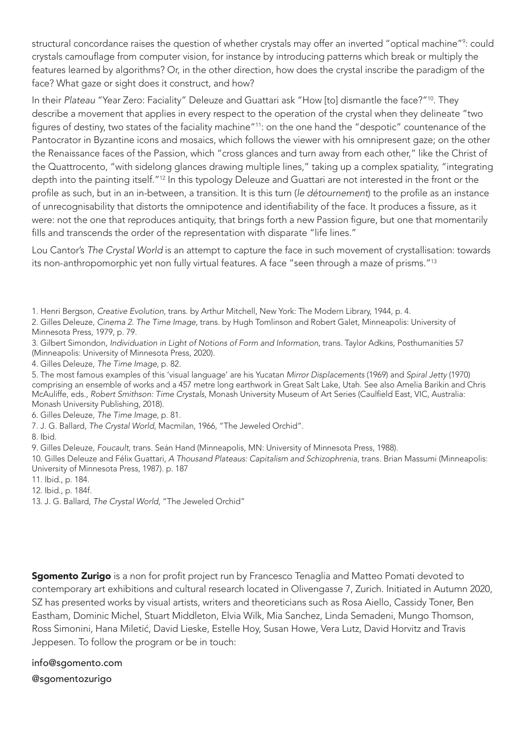structural concordance raises the question of whether crystals may offer an inverted "optical machine"[9]: could crystals camouflage from computer vision, for instance by introducing patterns which break or multiply the features learned by algorithms? Or, in the other direction, how does the crystal inscribe the paradigm of the face? What gaze or sight does it construct, and how?

In their *Plateau* "Year Zero: Faciality" Deleuze and Guattari ask "How [to] dismantle the face?"[10]. They describe a movement that applies in every respect to the operation of the crystal when they delineate "two figures of destiny, two states of the faciality machine"[11]: on the one hand the "despotic" countenance of the Pantocrator in Byzantine icons and mosaics, which follows the viewer with his omnipresent gaze; on the other the Renaissance faces of the Passion, which "cross glances and turn away from each other," like the Christ of the Quattrocento, "with sidelong glances drawing multiple lines," taking up a complex spatiality, "integrating depth into the painting itself."[12] In this typology Deleuze and Guattari are not interested in the front or the profile as such, but in an in-between, a transition. It is this turn (*le détournement*) to the profile as an instance of unrecognisability that distorts the omnipotence and identifiability of the face. It produces a fissure, as it were: not the one that reproduces antiquity, that brings forth a new Passion figure, but one that momentarily fills and transcends the order of the representation with disparate "life lines."

Lou Cantor's *The Crystal World* is an attempt to capture the face in such movement of crystallisation: towards its non-anthropomorphic yet non fully virtual features. A face "seen through a maze of prisms."[13]

1. Henri Bergson, *Creative Evolution*, trans. by Arthur Mitchell, New York: The Modern Library, 1944, p. 4.
2. Gilles Deleuze, *Cinema 2. The Time Image*, trans. by Hugh Tomlinson and Robert Galet, Minneapolis: University of Minnesota Press, 1979, p. 79.
3. Gilbert Simondon, *Individuation in Light of Notions of Form and Information*, trans. Taylor Adkins, Posthumanities 57 (Minneapolis: University of Minnesota Press, 2020).
4. Gilles Deleuze, *The Time Image*, p. 82.
5. The most famous examples of this 'visual language' are his Yucatan *Mirror Displacements* (1969) and *Spiral Jetty* (1970) comprising an ensemble of works and a 457 metre long earthwork in Great Salt Lake, Utah. See also Amelia Barikin and Chris McAuliffe, eds., *Robert Smithson: Time Crystals*, Monash University Museum of Art Series (Caulfield East, VIC, Australia: Monash University Publishing, 2018).
6. Gilles Deleuze, *The Time Image*, p. 81.
7. J. G. Ballard, *The Crystal World*, Macmilan, 1966, "The Jeweled Orchid".
8. Ibid.
9. Gilles Deleuze, *Foucault*, trans. Seán Hand (Minneapolis, MN: University of Minnesota Press, 1988).
10. Gilles Deleuze and Félix Guattari, *A Thousand Plateaus: Capitalism and Schizophrenia*, trans. Brian Massumi (Minneapolis: University of Minnesota Press, 1987). p. 187
11. Ibid., p. 184.
12. Ibid., p. 184f.
13. J. G. Ballard, *The Crystal World*, "The Jeweled Orchid"

**Sgomento Zurigo** is a non for profit project run by Francesco Tenaglia and Matteo Pomati devoted to contemporary art exhibitions and cultural research located in Olivengasse 7, Zurich. Initiated in Autumn 2020, SZ has presented works by visual artists, writers and theoreticians such as Rosa Aiello, Cassidy Toner, Ben Eastham, Dominic Michel, Stuart Middleton, Elvia Wilk, Mia Sanchez, Linda Semadeni, Mungo Thomson, Ross Simonini, Hana Miletić, David Lieske, Estelle Hoy, Susan Howe, Vera Lutz, David Horvitz and Travis Jeppesen. To follow the program or be in touch:

info@sgomento.com
@sgomentozurigo